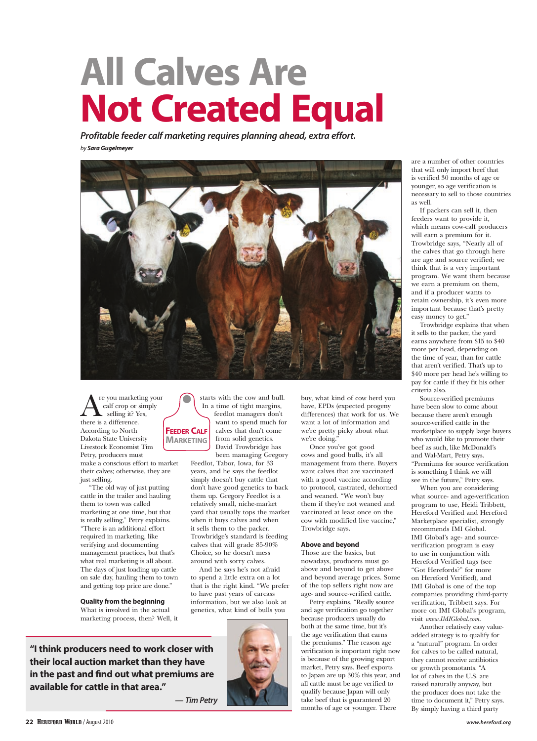# All Calves Are Not Created Equal

***Profitable feeder calf marketing requires planning ahead, extra effort.***

*by* ***Sara Gugelmeyer***

**Feeder Calf Marketing**

Are you marketing your calf crop or simply selling it? Yes, there is a difference. According to North Dakota State University Livestock Economist Tim Petry, producers must make a conscious effort to market their calves; otherwise, they are just selling.

"The old way of just putting cattle in the trailer and hauling them to town was called marketing at one time, but that is really selling," Petry explains. "There is an additional effort required in marketing, like verifying and documenting management practices, but that's what real marketing is all about. The days of just loading up cattle on sale day, hauling them to town and getting top price are done."

### Quality from the beginning

What is involved in the actual marketing process, then? Well, it starts with the cow and bull. In a time of tight margins, feedlot managers don't want to spend much for calves that don't come from solid genetics. David Trowbridge has been managing Gregory Feedlot, Tabor, Iowa, for 33 years, and he says the feedlot simply doesn't buy cattle that don't have good genetics to back them up. Gregory Feedlot is a relatively small, niche-market yard that usually tops the market when it buys calves and when it sells them to the packer. Trowbridge's standard is feeding calves that will grade 85-90% Choice, so he doesn't mess around with sorry calves.

And he says he's not afraid to spend a little extra on a lot that is the right kind. "We prefer to have past years of carcass information, but we also look at genetics, what kind of bulls you buy, what kind of cow herd you have, EPDs (expected progeny differences) that work for us. We want a lot of information and we're pretty picky about what we're doing."

Once you've got good cows and good bulls, it's all management from there. Buyers want calves that are vaccinated with a good vaccine according to protocol, castrated, dehorned and weaned. "We won't buy them if they're not weaned and vaccinated at least once on the cow with modified live vaccine," Trowbridge says.

**"I think producers need to work closer with their local auction market than they have in the past and find out what premiums are available for cattle in that area."**

***— Tim Petry***

### Above and beyond

Those are the basics, but nowadays, producers must go above and beyond to get above and beyond average prices. Some of the top sellers right now are age- and source-verified cattle.

Petry explains, "Really source and age verification go together because producers usually do both at the same time, but it's the age verification that earns the premiums." The reason age verification is important right now is because of the growing export market, Petry says. Beef exports to Japan are up 30% this year, and all cattle must be age verified to qualify because Japan will only take beef that is guaranteed 20 months of age or younger. There are a number of other countries that will only import beef that is verified 30 months of age or younger, so age verification is necessary to sell to those countries as well.

If packers can sell it, then feeders want to provide it, which means cow-calf producers will earn a premium for it. Trowbridge says, "Nearly all of the calves that go through here are age and source verified; we think that is a very important program. We want them because we earn a premium on them, and if a producer wants to retain ownership, it's even more important because that's pretty easy money to get."

Trowbridge explains that when it sells to the packer, the yard earns anywhere from $15 to $40 more per head, depending on the time of year, than for cattle that aren't verified. That's up to $40 more per head he's willing to pay for cattle if they fit his other criteria also.

Source-verified premiums have been slow to come about because there aren't enough source-verified cattle in the marketplace to supply large buyers who would like to promote their beef as such, like McDonald's and Wal-Mart, Petry says. "Premiums for source verification is something I think we will see in the future," Petry says.

When you are considering what source- and age-verification program to use, Heidi Tribbett, Hereford Verified and Hereford Marketplace specialist, strongly recommends IMI Global. IMI Global's age- and source-verification program is easy to use in conjunction with Hereford Verified tags (see "Got Herefords?" for more on Hereford Verified), and IMI Global is one of the top companies providing third-party verification, Tribbett says. For more on IMI Global's program, visit *www.IMIGlobal.com.*

Another relatively easy value-added strategy is to qualify for a "natural" program. In order for calves to be called natural, they cannot receive antibiotics or growth promotants. "A lot of calves in the U.S. are raised naturally anyway, but the producer does not take the time to document it," Petry says. By simply having a third party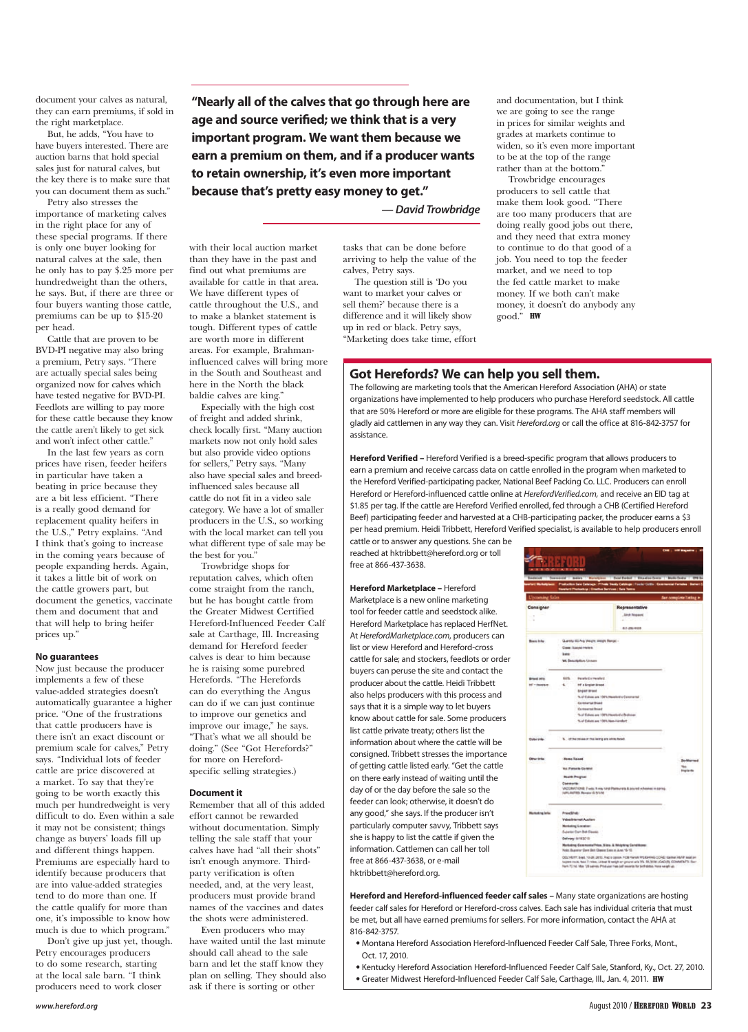document your calves as natural, they can earn premiums, if sold in the right marketplace.

But, he adds, "You have to have buyers interested. There are auction barns that hold special sales just for natural calves, but the key there is to make sure that you can document them as such."

Petry also stresses the importance of marketing calves in the right place for any of these special programs. If there is only one buyer looking for natural calves at the sale, then he only has to pay $.25 more per hundredweight than the others, he says. But, if there are three or four buyers wanting those cattle, premiums can be up to $15-20 per head.

Cattle that are proven to be BVD-PI negative may also bring a premium, Petry says. "There are actually special sales being organized now for calves which have tested negative for BVD-PI. Feedlots are willing to pay more for these cattle because they know the cattle aren't likely to get sick and won't infect other cattle."

In the last few years as corn prices have risen, feeder heifers in particular have taken a beating in price because they are a bit less efficient. "There is a really good demand for replacement quality heifers in the U.S.," Petry explains. "And I think that's going to increase in the coming years because of people expanding herds. Again, it takes a little bit of work on the cattle growers part, but document the genetics, vaccinate them and document that and that will help to bring heifer prices up."

**No guarantees**

Now just because the producer implements a few of these value-added strategies doesn't automatically guarantee a higher price. "One of the frustrations that cattle producers have is there isn't an exact discount or premium scale for calves," Petry says. "Individual lots of feeder cattle are price discovered at a market. To say that they're going to be worth exactly this much per hundredweight is very difficult to do. Even within a sale it may not be consistent; things change as buyers' loads fill up and different things happen. Premiums are especially hard to identify because producers that are into value-added strategies tend to do more than one. If the cattle qualify for more than one, it's impossible to know how much is due to which program."

Don't give up just yet, though. Petry encourages producers to do some research, starting at the local sale barn. "I think producers need to work closer with their local auction market than they have in the past and find out what premiums are available for cattle in that area. We have different types of cattle throughout the U.S., and to make a blanket statement is tough. Different types of cattle are worth more in different areas. For example, Brahman-influenced calves will bring more in the South and Southeast and here in the North the black baldie calves are king."

Especially with the high cost of freight and added shrink, check locally first. "Many auction markets now not only hold sales but also provide video options for sellers," Petry says. "Many also have special sales and breed-influenced sales because all cattle do not fit in a video sale category. We have a lot of smaller producers in the U.S., so working with the local market can tell you what different type of sale may be the best for you."

Trowbridge shops for reputation calves, which often come straight from the ranch, but he has bought cattle from the Greater Midwest Certified Hereford-Influenced Feeder Calf sale at Carthage, Ill. Increasing demand for Hereford feeder calves is dear to him because he is raising some purebred Herefords. "The Herefords can do everything the Angus can do if we can just continue to improve our genetics and improve our image," he says. "That's what we all should be doing." (See "Got Herefords?" for more on Hereford-specific selling strategies.)

**Document it**

Remember that all of this added effort cannot be rewarded without documentation. Simply telling the sale staff that your calves have had "all their shots" isn't enough anymore. Third-party verification is often needed, and, at the very least, producers must provide brand names of the vaccines and dates the shots were administered.

Even producers who may have waited until the last minute should call ahead to the sale barn and let the staff know they plan on selling. They should also ask if there is sorting or other tasks that can be done before arriving to help the value of the calves, Petry says.

The question still is 'Do you want to market your calves or sell them?' because there is a difference and it will likely show up in red or black. Petry says, "Marketing does take time, effort and documentation, but I think we are going to see the range in prices for similar weights and grades at markets continue to widen, so it's even more important to be at the top of the range rather than at the bottom."

Trowbridge encourages producers to sell cattle that make them look good. "There are too many producers that are doing really good jobs out there, and they need that extra money to continue to do that good of a job. You need to top the feeder market, and we need to top the fed cattle market to make money. If we both can't make money, it doesn't do anybody any good." HW

**"Nearly all of the calves that go through here are age and source verified; we think that is a very important program. We want them because we earn a premium on them, and if a producer wants to retain ownership, it's even more important because that's pretty easy money to get."**

***— David Trowbridge***

## Got Herefords? We can help you sell them.

The following are marketing tools that the American Hereford Association (AHA) or state organizations have implemented to help producers who purchase Hereford seedstock. All cattle that are 50% Hereford or more are eligible for these programs. The AHA staff members will gladly aid cattlemen in any way they can. Visit *Hereford.org* or call the office at 816-842-3757 for assistance.

**Hereford Verified –** Hereford Verified is a breed-specific program that allows producers to earn a premium and receive carcass data on cattle enrolled in the program when marketed to the Hereford Verified-participating packer, National Beef Packing Co. LLC. Producers can enroll Hereford or Hereford-influenced cattle online at *HerefordVerified.com,* and receive an EID tag at $1.85 per tag. If the cattle are Hereford Verified enrolled, fed through a CHB (Certified Hereford Beef) participating feeder and harvested at a CHB-participating packer, the producer earns a $3 per head premium. Heidi Tribbett, Hereford Verified specialist, is available to help producers enroll cattle or to answer any questions. She can be reached at hktribbett@hereford.org or toll free at 866-437-3638.

**Hereford Marketplace –** Hereford Marketplace is a new online marketing tool for feeder cattle and seedstock alike. Hereford Marketplace has replaced HerfNet. At *HerefordMarketplace.com*, producers can list or view Hereford and Hereford-cross cattle for sale; and stockers, feedlots or order buyers can peruse the site and contact the producer about the cattle. Heidi Tribbett also helps producers with this process and says that it is a simple way to let buyers know about cattle for sale. Some producers list cattle private treaty; others list the information about where the cattle will be consigned. Tribbett stresses the importance of getting cattle listed early. "Get the cattle on there early instead of waiting until the day of or the day before the sale so the feeder can look; otherwise, it doesn't do any good," she says. If the producer isn't particularly computer savvy, Tribbett says she is happy to list the cattle if given the information. Cattlemen can call her toll free at 866-437-3638, or e-mail hktribbett@hereford.org.

**Hereford and Hereford-influenced feeder calf sales –** Many state organizations are hosting feeder calf sales for Hereford or Hereford-cross calves. Each sale has individual criteria that must be met, but all have earned premiums for sellers. For more information, contact the AHA at 816-842-3757.

- Montana Hereford Association Hereford-Influenced Feeder Calf Sale, Three Forks, Mont., Oct. 17, 2010.
- Kentucky Hereford Association Hereford-Influenced Feeder Calf Sale, Stanford, Ky., Oct. 27, 2010.
- Greater Midwest Hereford-Influenced Feeder Calf Sale, Carthage, Ill., Jan. 4, 2011. HW